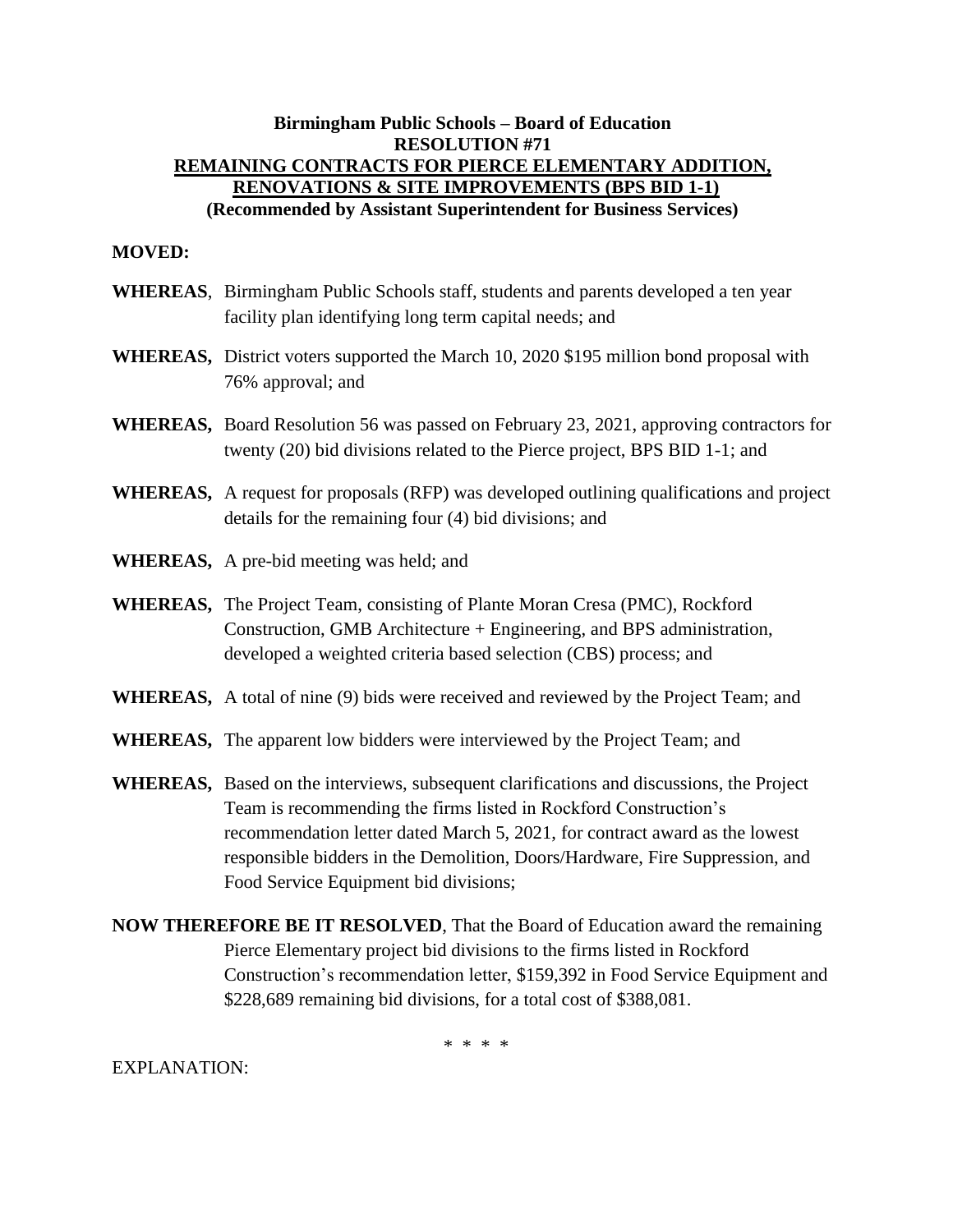**Birmingham Public Schools – Board of Education**
**RESOLUTION #71**
**REMAINING CONTRACTS FOR PIERCE ELEMENTARY ADDITION, RENOVATIONS & SITE IMPROVEMENTS (BPS BID 1-1)**
**(Recommended by Assistant Superintendent for Business Services)**

**MOVED:**

**WHEREAS**, Birmingham Public Schools staff, students and parents developed a ten year facility plan identifying long term capital needs; and

**WHEREAS,** District voters supported the March 10, 2020 $195 million bond proposal with 76% approval; and

**WHEREAS,** Board Resolution 56 was passed on February 23, 2021, approving contractors for twenty (20) bid divisions related to the Pierce project, BPS BID 1-1; and

**WHEREAS,** A request for proposals (RFP) was developed outlining qualifications and project details for the remaining four (4) bid divisions; and

**WHEREAS,** A pre-bid meeting was held; and

**WHEREAS,** The Project Team, consisting of Plante Moran Cresa (PMC), Rockford Construction, GMB Architecture + Engineering, and BPS administration, developed a weighted criteria based selection (CBS) process; and

**WHEREAS,** A total of nine (9) bids were received and reviewed by the Project Team; and

**WHEREAS,** The apparent low bidders were interviewed by the Project Team; and

**WHEREAS,** Based on the interviews, subsequent clarifications and discussions, the Project Team is recommending the firms listed in Rockford Construction's recommendation letter dated March 5, 2021, for contract award as the lowest responsible bidders in the Demolition, Doors/Hardware, Fire Suppression, and Food Service Equipment bid divisions;

**NOW THEREFORE BE IT RESOLVED**, That the Board of Education award the remaining Pierce Elementary project bid divisions to the firms listed in Rockford Construction's recommendation letter, $159,392 in Food Service Equipment and $228,689 remaining bid divisions, for a total cost of $388,081.

\* \* \* \*

EXPLANATION: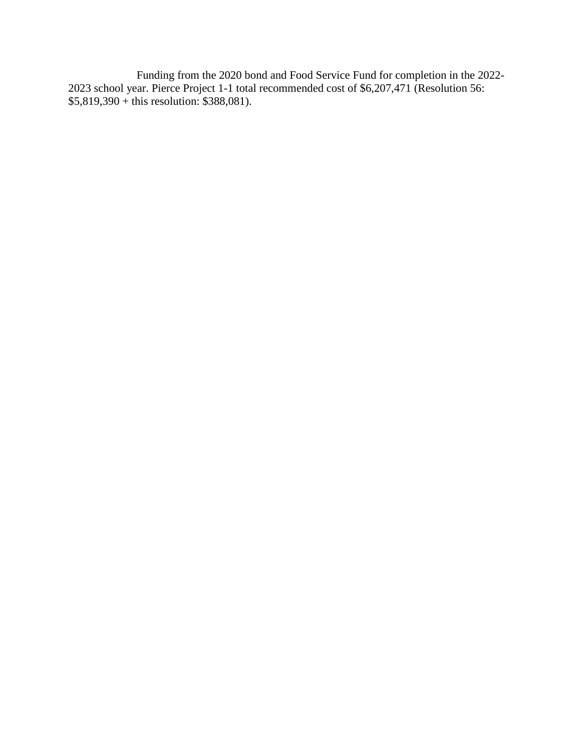Funding from the 2020 bond and Food Service Fund for completion in the 2022-2023 school year. Pierce Project 1-1 total recommended cost of $6,207,471 (Resolution 56: $5,819,390 + this resolution: $388,081).